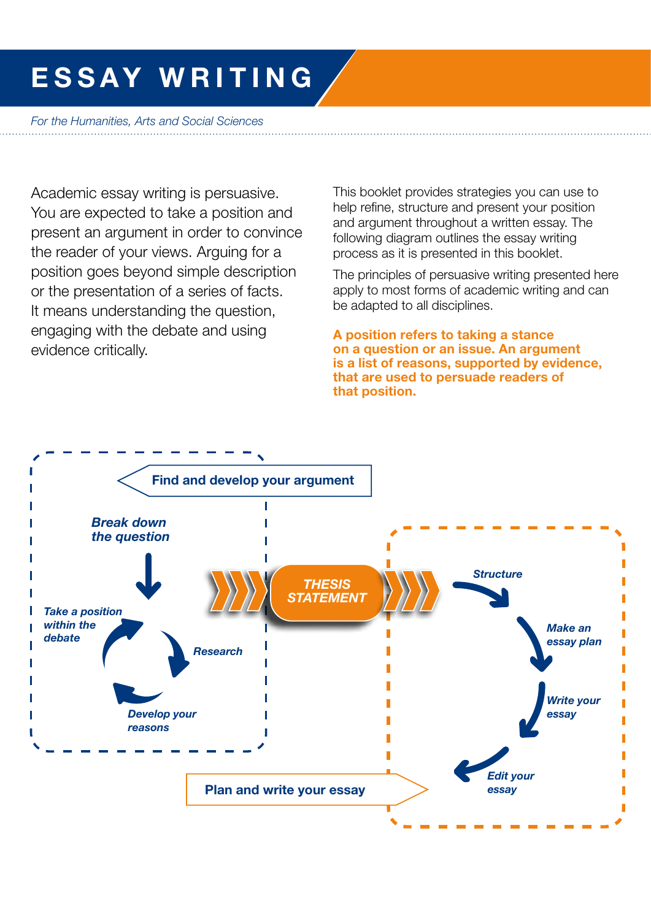# ESSAY WRITING

*For the Humanities, Arts and Social Sciences*

Academic essay writing is persuasive. You are expected to take a position and present an argument in order to convince the reader of your views. Arguing for a position goes beyond simple description or the presentation of a series of facts. It means understanding the question, engaging with the debate and using evidence critically.

This booklet provides strategies you can use to help refine, structure and present your position and argument throughout a written essay. The following diagram outlines the essay writing process as it is presented in this booklet.

The principles of persuasive writing presented here apply to most forms of academic writing and can be adapted to all disciplines.

**A position refers to taking a stance on a question or an issue. An argument is a list of reasons, supported by evidence, that are used to persuade readers of that position.**

**Find and develop your argument**

- *Break down the question*
- *Take a position within the debate*
- *Research*
- *Develop your reasons*

**THESIS STATEMENT**

**Plan and write your essay**

- *Structure*
- *Make an essay plan*
- *Write your essay*
- *Edit your essay*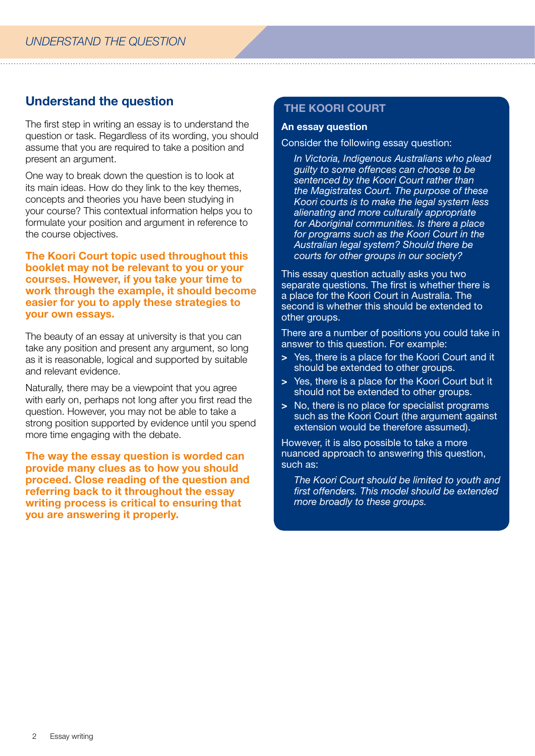## Understand the question

The first step in writing an essay is to understand the question or task. Regardless of its wording, you should assume that you are required to take a position and present an argument.

One way to break down the question is to look at its main ideas. How do they link to the key themes, concepts and theories you have been studying in your course? This contextual information helps you to formulate your position and argument in reference to the course objectives.

**The Koori Court topic used throughout this booklet may not be relevant to you or your courses. However, if you take your time to work through the example, it should become easier for you to apply these strategies to your own essays.**

The beauty of an essay at university is that you can take any position and present any argument, so long as it is reasonable, logical and supported by suitable and relevant evidence.

Naturally, there may be a viewpoint that you agree with early on, perhaps not long after you first read the question. However, you may not be able to take a strong position supported by evidence until you spend more time engaging with the debate.

**The way the essay question is worded can provide many clues as to how you should proceed. Close reading of the question and referring back to it throughout the essay writing process is critical to ensuring that you are answering it properly.**

### THE KOORI COURT

**An essay question**

Consider the following essay question:

> *In Victoria, Indigenous Australians who plead guilty to some offences can choose to be sentenced by the Koori Court rather than the Magistrates Court. The purpose of these Koori courts is to make the legal system less alienating and more culturally appropriate for Aboriginal communities. Is there a place for programs such as the Koori Court in the Australian legal system? Should there be courts for other groups in our society?*

This essay question actually asks you two separate questions. The first is whether there is a place for the Koori Court in Australia. The second is whether this should be extended to other groups.

There are a number of positions you could take in answer to this question. For example:

- Yes, there is a place for the Koori Court and it should be extended to other groups.
- Yes, there is a place for the Koori Court but it should not be extended to other groups.
- No, there is no place for specialist programs such as the Koori Court (the argument against extension would be therefore assumed).

However, it is also possible to take a more nuanced approach to answering this question, such as:

> *The Koori Court should be limited to youth and first offenders. This model should be extended more broadly to these groups.*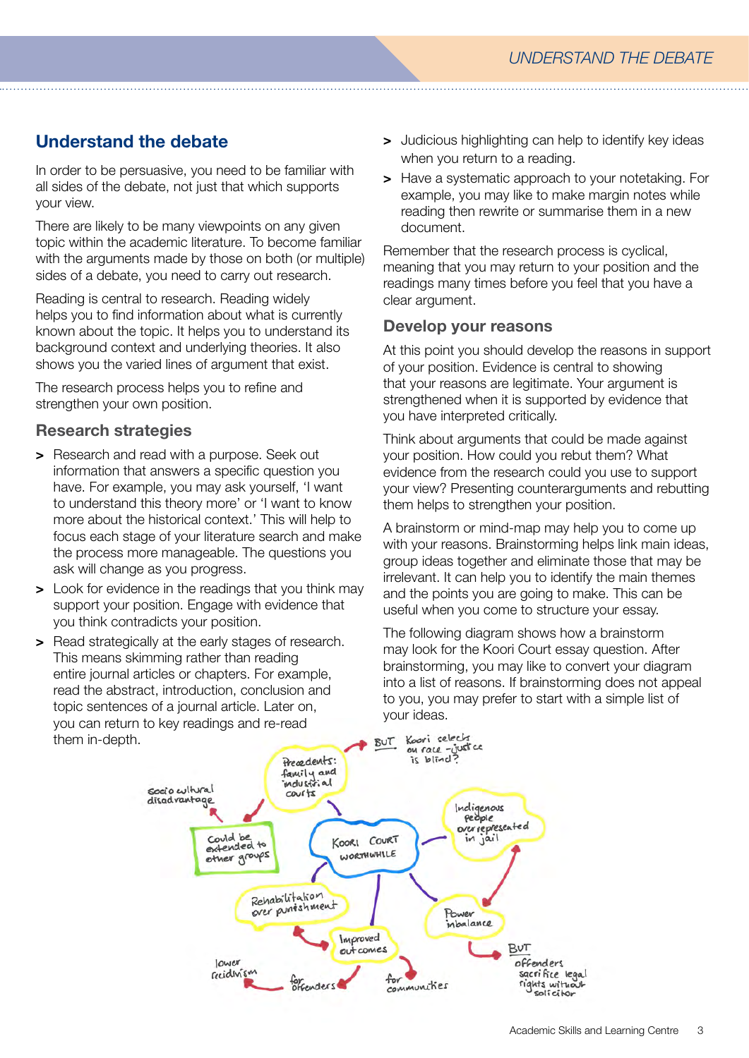## Understand the debate

In order to be persuasive, you need to be familiar with all sides of the debate, not just that which supports your view.

There are likely to be many viewpoints on any given topic within the academic literature. To become familiar with the arguments made by those on both (or multiple) sides of a debate, you need to carry out research.

Reading is central to research. Reading widely helps you to find information about what is currently known about the topic. It helps you to understand its background context and underlying theories. It also shows you the varied lines of argument that exist.

The research process helps you to refine and strengthen your own position.

### Research strategies

> Research and read with a purpose. Seek out information that answers a specific question you have. For example, you may ask yourself, 'I want to understand this theory more' or 'I want to know more about the historical context.' This will help to focus each stage of your literature search and make the process more manageable. The questions you ask will change as you progress.

> Look for evidence in the readings that you think may support your position. Engage with evidence that you think contradicts your position.

> Read strategically at the early stages of research. This means skimming rather than reading entire journal articles or chapters. For example, read the abstract, introduction, conclusion and topic sentences of a journal article. Later on, you can return to key readings and re-read them in-depth.

> Judicious highlighting can help to identify key ideas when you return to a reading.

> Have a systematic approach to your notetaking. For example, you may like to make margin notes while reading then rewrite or summarise them in a new document.

Remember that the research process is cyclical, meaning that you may return to your position and the readings many times before you feel that you have a clear argument.

### Develop your reasons

At this point you should develop the reasons in support of your position. Evidence is central to showing that your reasons are legitimate. Your argument is strengthened when it is supported by evidence that you have interpreted critically.

Think about arguments that could be made against your position. How could you rebut them? What evidence from the research could you use to support your view? Presenting counterarguments and rebutting them helps to strengthen your position.

A brainstorm or mind-map may help you to come up with your reasons. Brainstorming helps link main ideas, group ideas together and eliminate those that may be irrelevant. It can help you to identify the main themes and the points you are going to make. This can be useful when you come to structure your essay.

The following diagram shows how a brainstorm may look for the Koori Court essay question. After brainstorming, you may like to convert your diagram into a list of reasons. If brainstorming does not appeal to you, you may prefer to start with a simple list of your ideas.

Koori Court worthwhile
- Precedents: family and industrial courts
  - BUT Koori selects on race – justice is blind?
- Could be extended to other groups
  - Socio cultural disadvantage
- Indigenous people over represented in jail
- Power imbalance
  - BUT offenders sacrifice legal rights without solicitor
- Rehabilitation over punishment
  - lower recidivism
- Improved outcomes
  - for offenders
  - for communities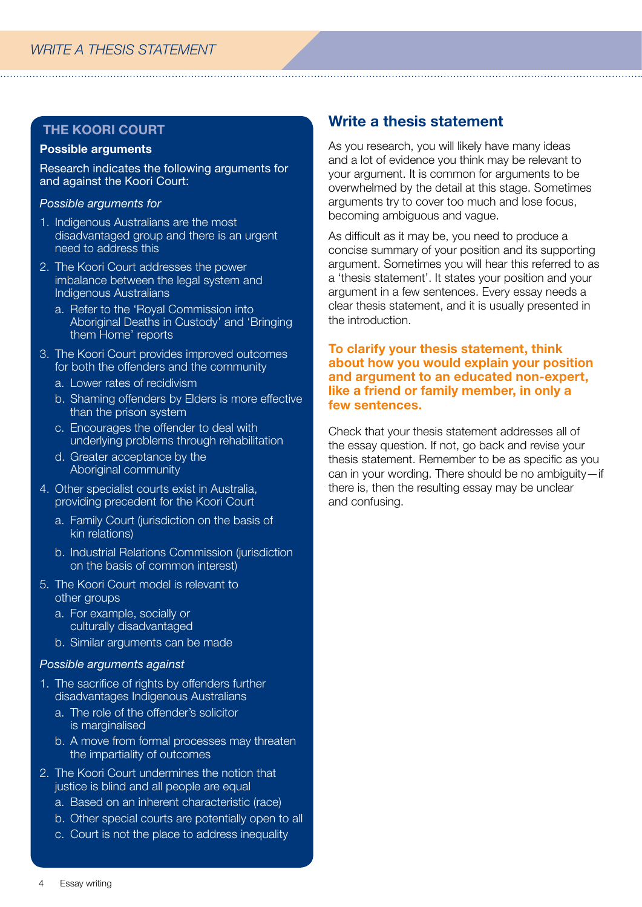## THE KOORI COURT

**Possible arguments**

Research indicates the following arguments for and against the Koori Court:

*Possible arguments for*

1. Indigenous Australians are the most disadvantaged group and there is an urgent need to address this
2. The Koori Court addresses the power imbalance between the legal system and Indigenous Australians
   a. Refer to the 'Royal Commission into Aboriginal Deaths in Custody' and 'Bringing them Home' reports
3. The Koori Court provides improved outcomes for both the offenders and the community
   a. Lower rates of recidivism
   b. Shaming offenders by Elders is more effective than the prison system
   c. Encourages the offender to deal with underlying problems through rehabilitation
   d. Greater acceptance by the Aboriginal community
4. Other specialist courts exist in Australia, providing precedent for the Koori Court
   a. Family Court (jurisdiction on the basis of kin relations)
   b. Industrial Relations Commission (jurisdiction on the basis of common interest)
5. The Koori Court model is relevant to other groups
   a. For example, socially or culturally disadvantaged
   b. Similar arguments can be made

*Possible arguments against*

1. The sacrifice of rights by offenders further disadvantages Indigenous Australians
   a. The role of the offender's solicitor is marginalised
   b. A move from formal processes may threaten the impartiality of outcomes
2. The Koori Court undermines the notion that justice is blind and all people are equal
   a. Based on an inherent characteristic (race)
   b. Other special courts are potentially open to all
   c. Court is not the place to address inequality

## Write a thesis statement

As you research, you will likely have many ideas and a lot of evidence you think may be relevant to your argument. It is common for arguments to be overwhelmed by the detail at this stage. Sometimes arguments try to cover too much and lose focus, becoming ambiguous and vague.

As difficult as it may be, you need to produce a concise summary of your position and its supporting argument. Sometimes you will hear this referred to as a 'thesis statement'. It states your position and your argument in a few sentences. Every essay needs a clear thesis statement, and it is usually presented in the introduction.

**To clarify your thesis statement, think about how you would explain your position and argument to an educated non-expert, like a friend or family member, in only a few sentences.**

Check that your thesis statement addresses all of the essay question. If not, go back and revise your thesis statement. Remember to be as specific as you can in your wording. There should be no ambiguity—if there is, then the resulting essay may be unclear and confusing.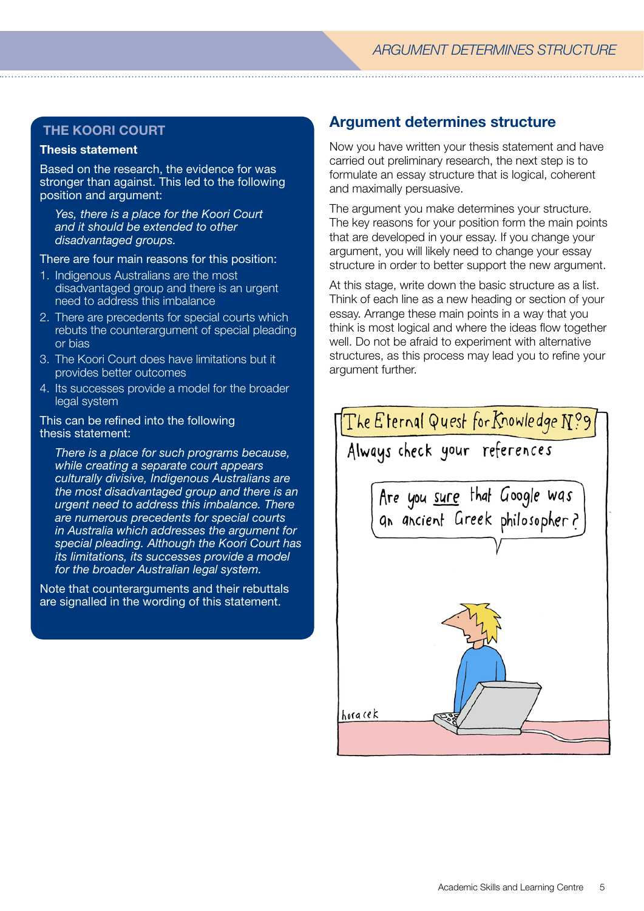### THE KOORI COURT

**Thesis statement**

Based on the research, the evidence for was stronger than against. This led to the following position and argument:

> *Yes, there is a place for the Koori Court and it should be extended to other disadvantaged groups.*

There are four main reasons for this position:

1. Indigenous Australians are the most disadvantaged group and there is an urgent need to address this imbalance
2. There are precedents for special courts which rebuts the counterargument of special pleading or bias
3. The Koori Court does have limitations but it provides better outcomes
4. Its successes provide a model for the broader legal system

This can be refined into the following thesis statement:

> *There is a place for such programs because, while creating a separate court appears culturally divisive, Indigenous Australians are the most disadvantaged group and there is an urgent need to address this imbalance. There are numerous precedents for special courts in Australia which addresses the argument for special pleading. Although the Koori Court has its limitations, its successes provide a model for the broader Australian legal system.*

Note that counterarguments and their rebuttals are signalled in the wording of this statement.

## Argument determines structure

Now you have written your thesis statement and have carried out preliminary research, the next step is to formulate an essay structure that is logical, coherent and maximally persuasive.

The argument you make determines your structure. The key reasons for your position form the main points that are developed in your essay. If you change your argument, you will likely need to change your essay structure in order to better support the new argument.

At this stage, write down the basic structure as a list. Think of each line as a new heading or section of your essay. Arrange these main points in a way that you think is most logical and where the ideas flow together well. Do not be afraid to experiment with alternative structures, as this process may lead you to refine your argument further.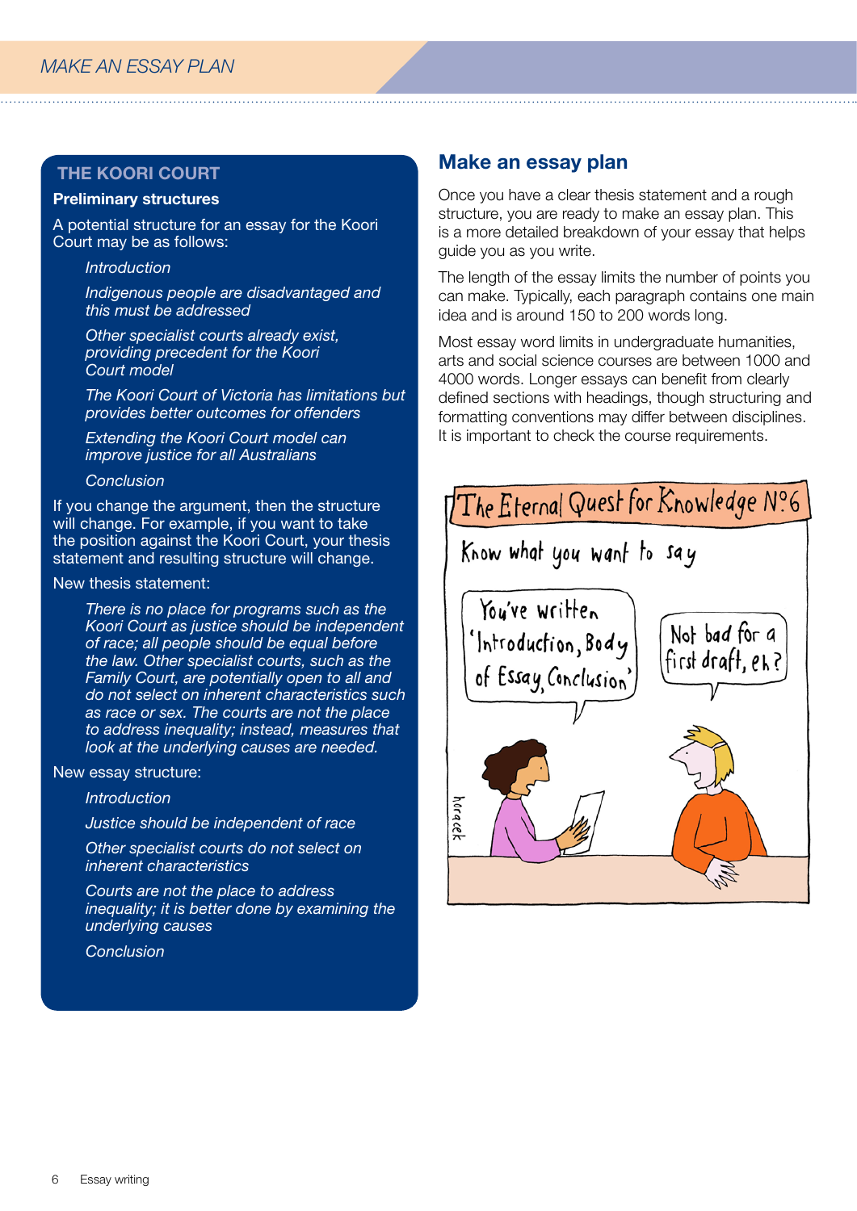## THE KOORI COURT

**Preliminary structures**

A potential structure for an essay for the Koori Court may be as follows:

*Introduction*

*Indigenous people are disadvantaged and this must be addressed*

*Other specialist courts already exist, providing precedent for the Koori Court model*

*The Koori Court of Victoria has limitations but provides better outcomes for offenders*

*Extending the Koori Court model can improve justice for all Australians*

*Conclusion*

If you change the argument, then the structure will change. For example, if you want to take the position against the Koori Court, your thesis statement and resulting structure will change.

New thesis statement:

*There is no place for programs such as the Koori Court as justice should be independent of race; all people should be equal before the law. Other specialist courts, such as the Family Court, are potentially open to all and do not select on inherent characteristics such as race or sex. The courts are not the place to address inequality; instead, measures that look at the underlying causes are needed.*

New essay structure:

*Introduction*

*Justice should be independent of race*

*Other specialist courts do not select on inherent characteristics*

*Courts are not the place to address inequality; it is better done by examining the underlying causes*

*Conclusion*

## Make an essay plan

Once you have a clear thesis statement and a rough structure, you are ready to make an essay plan. This is a more detailed breakdown of your essay that helps guide you as you write.

The length of the essay limits the number of points you can make. Typically, each paragraph contains one main idea and is around 150 to 200 words long.

Most essay word limits in undergraduate humanities, arts and social science courses are between 1000 and 4000 words. Longer essays can benefit from clearly defined sections with headings, though structuring and formatting conventions may differ between disciplines. It is important to check the course requirements.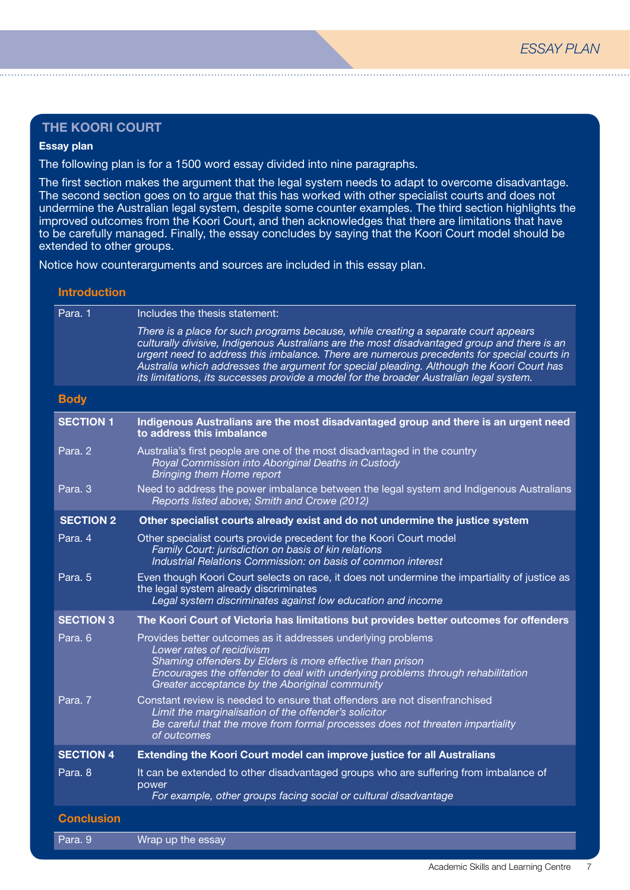## THE KOORI COURT

**Essay plan**

The following plan is for a 1500 word essay divided into nine paragraphs.

The first section makes the argument that the legal system needs to adapt to overcome disadvantage. The second section goes on to argue that this has worked with other specialist courts and does not undermine the Australian legal system, despite some counter examples. The third section highlights the improved outcomes from the Koori Court, and then acknowledges that there are limitations that have to be carefully managed. Finally, the essay concludes by saying that the Koori Court model should be extended to other groups.

Notice how counterarguments and sources are included in this essay plan.

### Introduction

| | |
|---|---|
| Para. 1 | Includes the thesis statement:<br>*There is a place for such programs because, while creating a separate court appears culturally divisive, Indigenous Australians are the most disadvantaged group and there is an urgent need to address this imbalance. There are numerous precedents for special courts in Australia which addresses the argument for special pleading. Although the Koori Court has its limitations, its successes provide a model for the broader Australian legal system.* |

### Body

| | |
|---|---|
| **SECTION 1** | **Indigenous Australians are the most disadvantaged group and there is an urgent need to address this imbalance** |
| Para. 2 | Australia's first people are one of the most disadvantaged in the country<br>*Royal Commission into Aboriginal Deaths in Custody*<br>*Bringing them Home report* |
| Para. 3 | Need to address the power imbalance between the legal system and Indigenous Australians<br>*Reports listed above; Smith and Crowe (2012)* |
| **SECTION 2** | **Other specialist courts already exist and do not undermine the justice system** |
| Para. 4 | Other specialist courts provide precedent for the Koori Court model<br>*Family Court: jurisdiction on basis of kin relations*<br>*Industrial Relations Commission: on basis of common interest* |
| Para. 5 | Even though Koori Court selects on race, it does not undermine the impartiality of justice as the legal system already discriminates<br>*Legal system discriminates against low education and income* |
| **SECTION 3** | **The Koori Court of Victoria has limitations but provides better outcomes for offenders** |
| Para. 6 | Provides better outcomes as it addresses underlying problems<br>*Lower rates of recidivism*<br>*Shaming offenders by Elders is more effective than prison*<br>*Encourages the offender to deal with underlying problems through rehabilitation*<br>*Greater acceptance by the Aboriginal community* |
| Para. 7 | Constant review is needed to ensure that offenders are not disenfranchised<br>*Limit the marginalisation of the offender's solicitor*<br>*Be careful that the move from formal processes does not threaten impartiality of outcomes* |
| **SECTION 4** | **Extending the Koori Court model can improve justice for all Australians** |
| Para. 8 | It can be extended to other disadvantaged groups who are suffering from imbalance of power<br>*For example, other groups facing social or cultural disadvantage* |

### Conclusion

| | |
|---|---|
| Para. 9 | Wrap up the essay |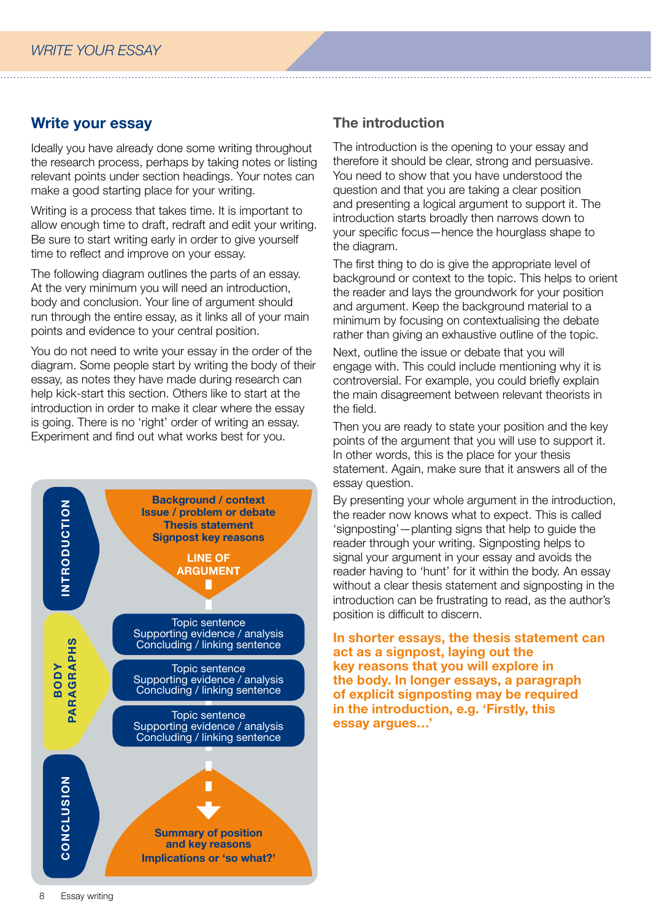## Write your essay

Ideally you have already done some writing throughout the research process, perhaps by taking notes or listing relevant points under section headings. Your notes can make a good starting place for your writing.

Writing is a process that takes time. It is important to allow enough time to draft, redraft and edit your writing. Be sure to start writing early in order to give yourself time to reflect and improve on your essay.

The following diagram outlines the parts of an essay. At the very minimum you will need an introduction, body and conclusion. Your line of argument should run through the entire essay, as it links all of your main points and evidence to your central position.

You do not need to write your essay in the order of the diagram. Some people start by writing the body of their essay, as notes they have made during research can help kick-start this section. Others like to start at the introduction in order to make it clear where the essay is going. There is no 'right' order of writing an essay. Experiment and find out what works best for you.

**INTRODUCTION**

**Background / context**
**Issue / problem or debate**
**Thesis statement**
**Signpost key reasons**

**LINE OF ARGUMENT**

**BODY PARAGRAPHS**

Topic sentence
Supporting evidence / analysis
Concluding / linking sentence

Topic sentence
Supporting evidence / analysis
Concluding / linking sentence

Topic sentence
Supporting evidence / analysis
Concluding / linking sentence

**CONCLUSION**

**Summary of position and key reasons**
**Implications or 'so what?'**

## The introduction

The introduction is the opening to your essay and therefore it should be clear, strong and persuasive. You need to show that you have understood the question and that you are taking a clear position and presenting a logical argument to support it. The introduction starts broadly then narrows down to your specific focus—hence the hourglass shape to the diagram.

The first thing to do is give the appropriate level of background or context to the topic. This helps to orient the reader and lays the groundwork for your position and argument. Keep the background material to a minimum by focusing on contextualising the debate rather than giving an exhaustive outline of the topic.

Next, outline the issue or debate that you will engage with. This could include mentioning why it is controversial. For example, you could briefly explain the main disagreement between relevant theorists in the field.

Then you are ready to state your position and the key points of the argument that you will use to support it. In other words, this is the place for your thesis statement. Again, make sure that it answers all of the essay question.

By presenting your whole argument in the introduction, the reader now knows what to expect. This is called 'signposting'—planting signs that help to guide the reader through your writing. Signposting helps to signal your argument in your essay and avoids the reader having to 'hunt' for it within the body. An essay without a clear thesis statement and signposting in the introduction can be frustrating to read, as the author's position is difficult to discern.

**In shorter essays, the thesis statement can act as a signpost, laying out the key reasons that you will explore in the body. In longer essays, a paragraph of explicit signposting may be required in the introduction, e.g. 'Firstly, this essay argues…'**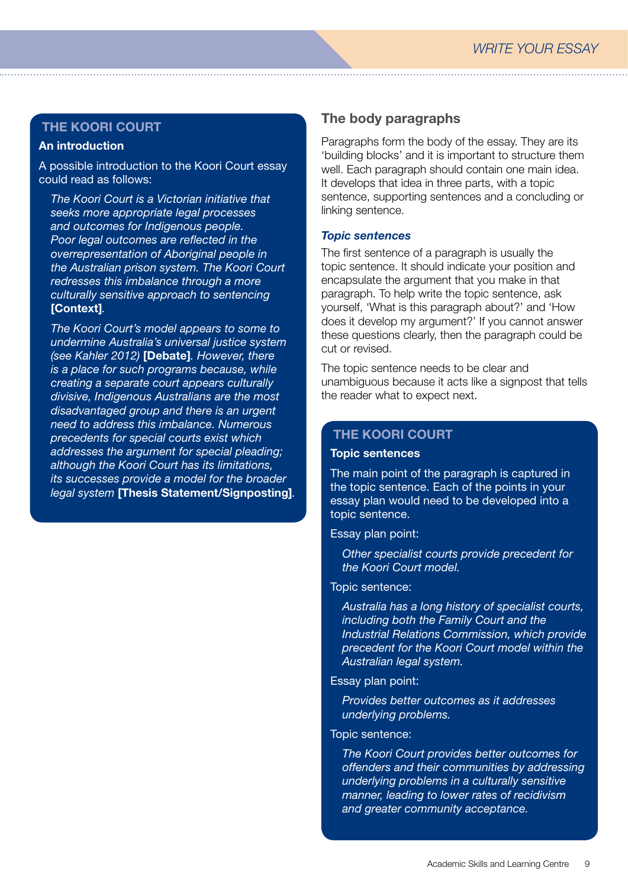## THE KOORI COURT

### An introduction

A possible introduction to the Koori Court essay could read as follows:

> *The Koori Court is a Victorian initiative that seeks more appropriate legal processes and outcomes for Indigenous people. Poor legal outcomes are reflected in the overrepresentation of Aboriginal people in the Australian prison system. The Koori Court redresses this imbalance through a more culturally sensitive approach to sentencing* **[Context]**.
>
> *The Koori Court's model appears to some to undermine Australia's universal justice system (see Kahler 2012)* **[Debate]**. *However, there is a place for such programs because, while creating a separate court appears culturally divisive, Indigenous Australians are the most disadvantaged group and there is an urgent need to address this imbalance. Numerous precedents for special courts exist which addresses the argument for special pleading; although the Koori Court has its limitations, its successes provide a model for the broader legal system* **[Thesis Statement/Signposting]**.

## The body paragraphs

Paragraphs form the body of the essay. They are its 'building blocks' and it is important to structure them well. Each paragraph should contain one main idea. It develops that idea in three parts, with a topic sentence, supporting sentences and a concluding or linking sentence.

### *Topic sentences*

The first sentence of a paragraph is usually the topic sentence. It should indicate your position and encapsulate the argument that you make in that paragraph. To help write the topic sentence, ask yourself, 'What is this paragraph about?' and 'How does it develop my argument?' If you cannot answer these questions clearly, then the paragraph could be cut or revised.

The topic sentence needs to be clear and unambiguous because it acts like a signpost that tells the reader what to expect next.

## THE KOORI COURT

### Topic sentences

The main point of the paragraph is captured in the topic sentence. Each of the points in your essay plan would need to be developed into a topic sentence.

Essay plan point:

> *Other specialist courts provide precedent for the Koori Court model.*

Topic sentence:

> *Australia has a long history of specialist courts, including both the Family Court and the Industrial Relations Commission, which provide precedent for the Koori Court model within the Australian legal system.*

Essay plan point:

> *Provides better outcomes as it addresses underlying problems.*

Topic sentence:

> *The Koori Court provides better outcomes for offenders and their communities by addressing underlying problems in a culturally sensitive manner, leading to lower rates of recidivism and greater community acceptance.*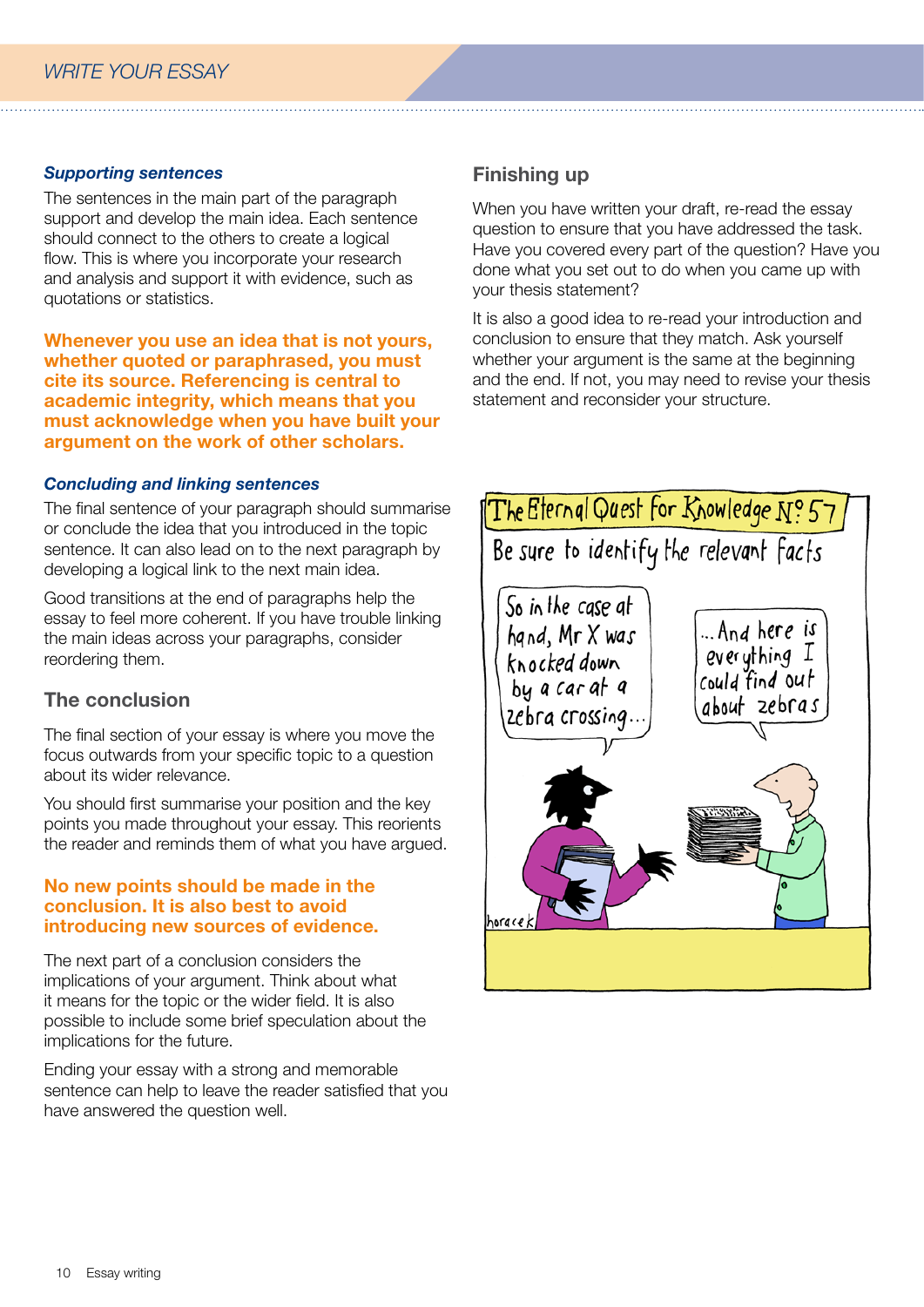### *Supporting sentences*

The sentences in the main part of the paragraph support and develop the main idea. Each sentence should connect to the others to create a logical flow. This is where you incorporate your research and analysis and support it with evidence, such as quotations or statistics.

**Whenever you use an idea that is not yours, whether quoted or paraphrased, you must cite its source. Referencing is central to academic integrity, which means that you must acknowledge when you have built your argument on the work of other scholars.**

### *Concluding and linking sentences*

The final sentence of your paragraph should summarise or conclude the idea that you introduced in the topic sentence. It can also lead on to the next paragraph by developing a logical link to the next main idea.

Good transitions at the end of paragraphs help the essay to feel more coherent. If you have trouble linking the main ideas across your paragraphs, consider reordering them.

## The conclusion

The final section of your essay is where you move the focus outwards from your specific topic to a question about its wider relevance.

You should first summarise your position and the key points you made throughout your essay. This reorients the reader and reminds them of what you have argued.

**No new points should be made in the conclusion. It is also best to avoid introducing new sources of evidence.**

The next part of a conclusion considers the implications of your argument. Think about what it means for the topic or the wider field. It is also possible to include some brief speculation about the implications for the future.

Ending your essay with a strong and memorable sentence can help to leave the reader satisfied that you have answered the question well.

## Finishing up

When you have written your draft, re-read the essay question to ensure that you have addressed the task. Have you covered every part of the question? Have you done what you set out to do when you came up with your thesis statement?

It is also a good idea to re-read your introduction and conclusion to ensure that they match. Ask yourself whether your argument is the same at the beginning and the end. If not, you may need to revise your thesis statement and reconsider your structure.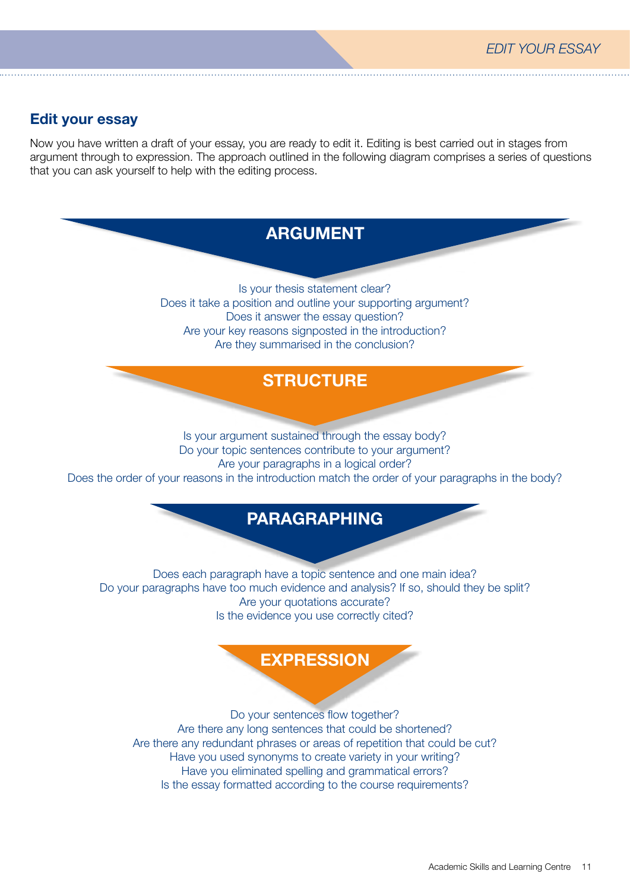## Edit your essay

Now you have written a draft of your essay, you are ready to edit it. Editing is best carried out in stages from argument through to expression. The approach outlined in the following diagram comprises a series of questions that you can ask yourself to help with the editing process.

### ARGUMENT

Is your thesis statement clear?
Does it take a position and outline your supporting argument?
Does it answer the essay question?
Are your key reasons signposted in the introduction?
Are they summarised in the conclusion?

### STRUCTURE

Is your argument sustained through the essay body?
Do your topic sentences contribute to your argument?
Are your paragraphs in a logical order?
Does the order of your reasons in the introduction match the order of your paragraphs in the body?

### PARAGRAPHING

Does each paragraph have a topic sentence and one main idea?
Do your paragraphs have too much evidence and analysis? If so, should they be split?
Are your quotations accurate?
Is the evidence you use correctly cited?

### EXPRESSION

Do your sentences flow together?
Are there any long sentences that could be shortened?
Are there any redundant phrases or areas of repetition that could be cut?
Have you used synonyms to create variety in your writing?
Have you eliminated spelling and grammatical errors?
Is the essay formatted according to the course requirements?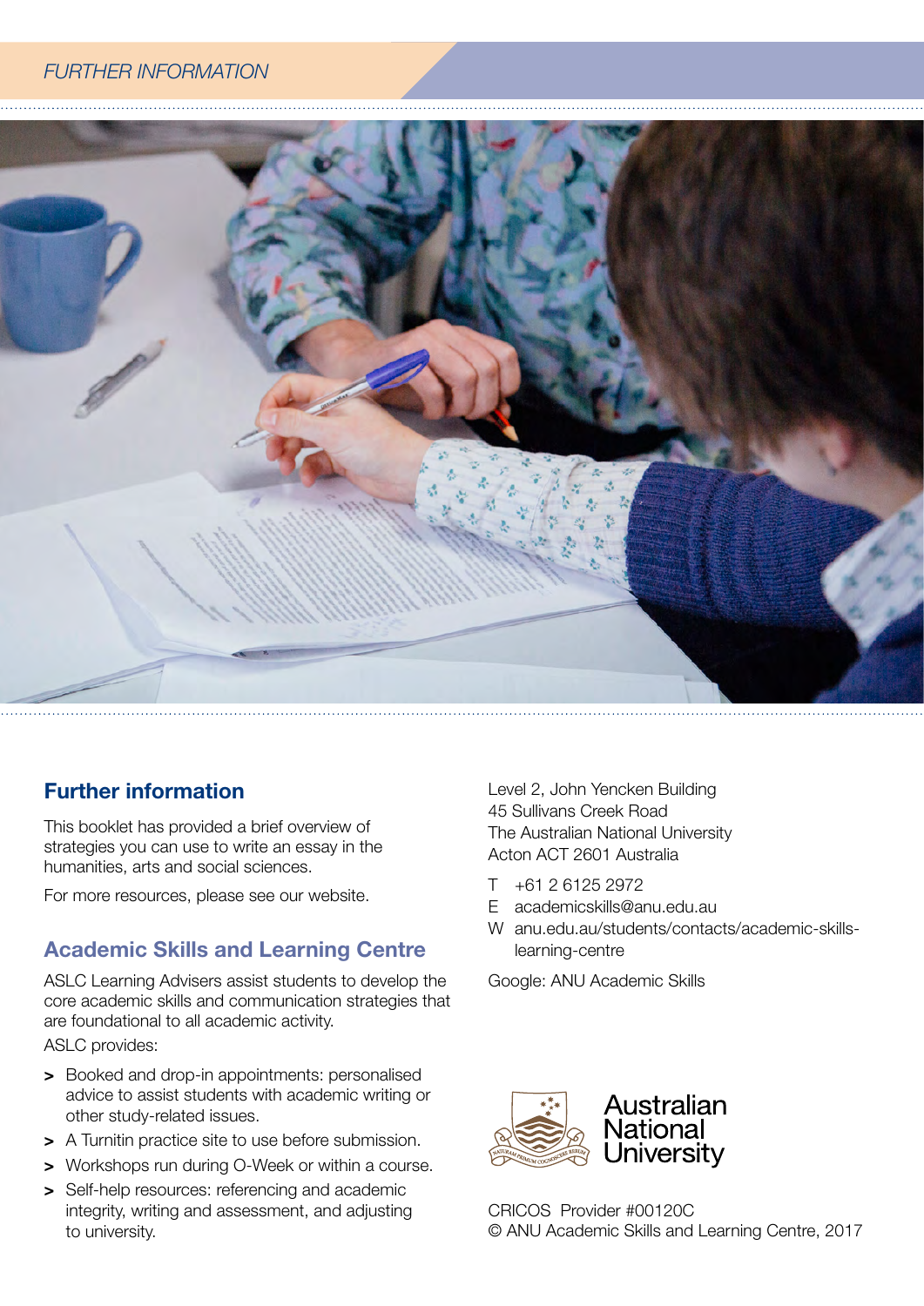## Further information

This booklet has provided a brief overview of strategies you can use to write an essay in the humanities, arts and social sciences.

For more resources, please see our website.

### Academic Skills and Learning Centre

ASLC Learning Advisers assist students to develop the core academic skills and communication strategies that are foundational to all academic activity.

ASLC provides:

- Booked and drop-in appointments: personalised advice to assist students with academic writing or other study-related issues.
- A Turnitin practice site to use before submission.
- Workshops run during O-Week or within a course.
- Self-help resources: referencing and academic integrity, writing and assessment, and adjusting to university.

Level 2, John Yencken Building
45 Sullivans Creek Road
The Australian National University
Acton ACT 2601 Australia

T +61 2 6125 2972
E academicskills@anu.edu.au
W anu.edu.au/students/contacts/academic-skills-learning-centre

Google: ANU Academic Skills

Australian National University

CRICOS Provider #00120C
© ANU Academic Skills and Learning Centre, 2017